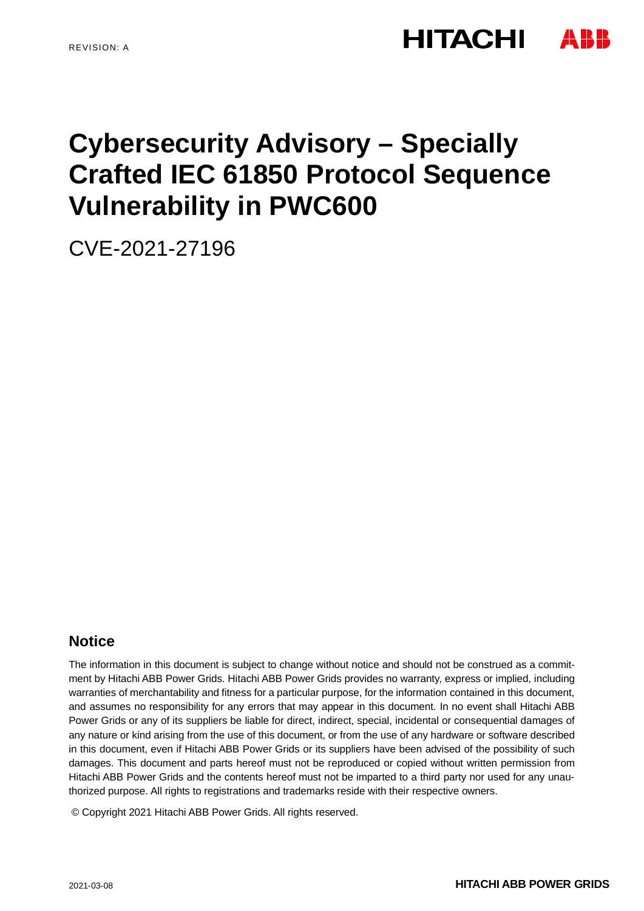REVISION: A

# Cybersecurity Advisory – Specially Crafted IEC 61850 Protocol Sequence Vulnerability in PWC600

CVE-2021-27196

## Notice

The information in this document is subject to change without notice and should not be construed as a commitment by Hitachi ABB Power Grids. Hitachi ABB Power Grids provides no warranty, express or implied, including warranties of merchantability and fitness for a particular purpose, for the information contained in this document, and assumes no responsibility for any errors that may appear in this document. In no event shall Hitachi ABB Power Grids or any of its suppliers be liable for direct, indirect, special, incidental or consequential damages of any nature or kind arising from the use of this document, or from the use of any hardware or software described in this document, even if Hitachi ABB Power Grids or its suppliers have been advised of the possibility of such damages. This document and parts hereof must not be reproduced or copied without written permission from Hitachi ABB Power Grids and the contents hereof must not be imparted to a third party nor used for any unauthorized purpose. All rights to registrations and trademarks reside with their respective owners.

© Copyright 2021 Hitachi ABB Power Grids. All rights reserved.

2021-03-08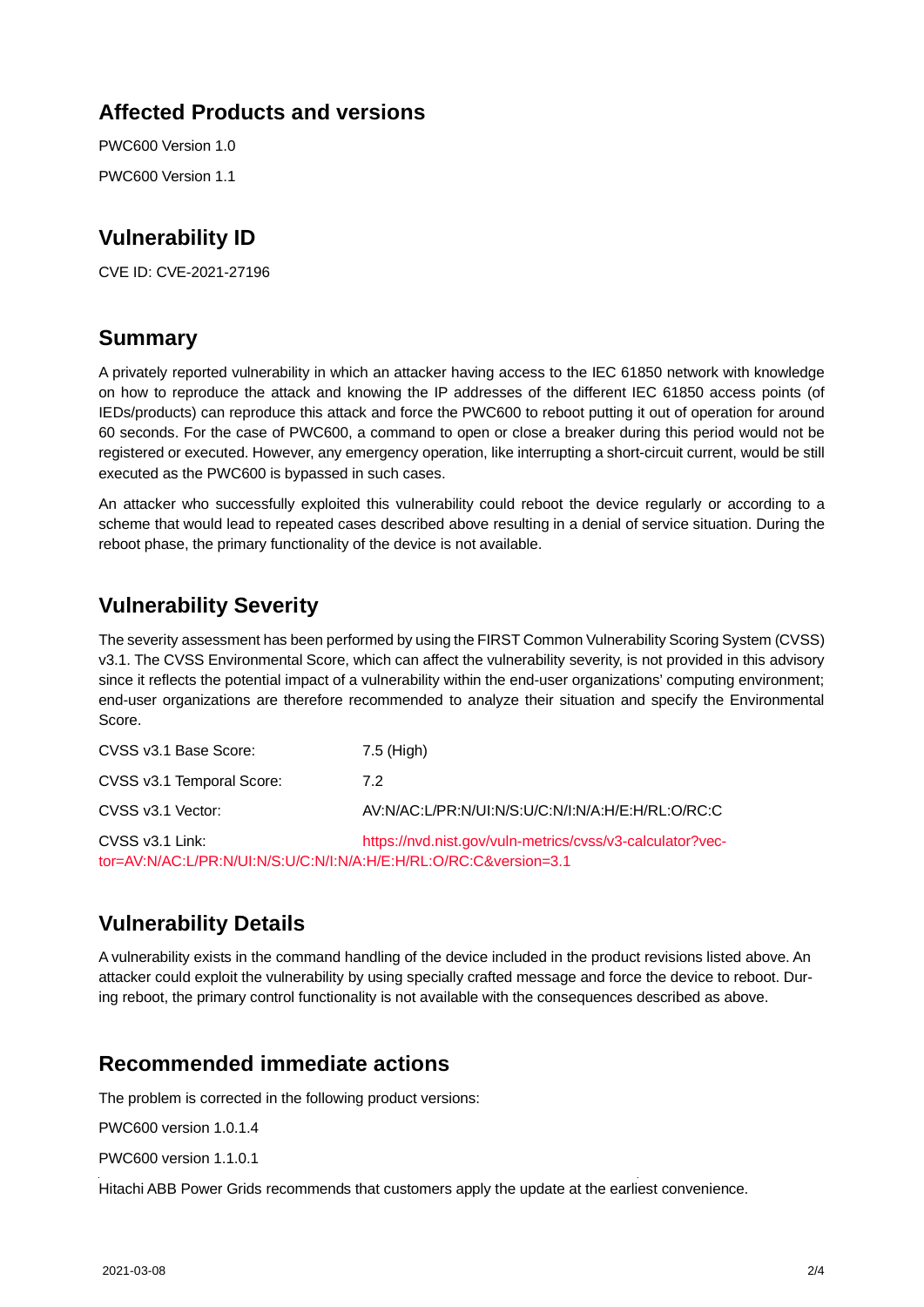## Affected Products and versions

PWC600 Version 1.0

PWC600 Version 1.1

## Vulnerability ID

CVE ID: CVE-2021-27196

## Summary

A privately reported vulnerability in which an attacker having access to the IEC 61850 network with knowledge on how to reproduce the attack and knowing the IP addresses of the different IEC 61850 access points (of IEDs/products) can reproduce this attack and force the PWC600 to reboot putting it out of operation for around 60 seconds. For the case of PWC600, a command to open or close a breaker during this period would not be registered or executed. However, any emergency operation, like interrupting a short-circuit current, would be still executed as the PWC600 is bypassed in such cases.

An attacker who successfully exploited this vulnerability could reboot the device regularly or according to a scheme that would lead to repeated cases described above resulting in a denial of service situation. During the reboot phase, the primary functionality of the device is not available.

## Vulnerability Severity

The severity assessment has been performed by using the FIRST Common Vulnerability Scoring System (CVSS) v3.1. The CVSS Environmental Score, which can affect the vulnerability severity, is not provided in this advisory since it reflects the potential impact of a vulnerability within the end-user organizations' computing environment; end-user organizations are therefore recommended to analyze their situation and specify the Environmental Score.

| | |
|---|---|
| CVSS v3.1 Base Score: | 7.5 (High) |
| CVSS v3.1 Temporal Score: | 7.2 |
| CVSS v3.1 Vector: | AV:N/AC:L/PR:N/UI:N/S:U/C:N/I:N/A:H/E:H/RL:O/RC:C |
| CVSS v3.1 Link: | https://nvd.nist.gov/vuln-metrics/cvss/v3-calculator?vector=AV:N/AC:L/PR:N/UI:N/S:U/C:N/I:N/A:H/E:H/RL:O/RC:C&version=3.1 |

## Vulnerability Details

A vulnerability exists in the command handling of the device included in the product revisions listed above. An attacker could exploit the vulnerability by using specially crafted message and force the device to reboot. During reboot, the primary control functionality is not available with the consequences described as above.

## Recommended immediate actions

The problem is corrected in the following product versions:

PWC600 version 1.0.1.4

PWC600 version 1.1.0.1

Hitachi ABB Power Grids recommends that customers apply the update at the earliest convenience.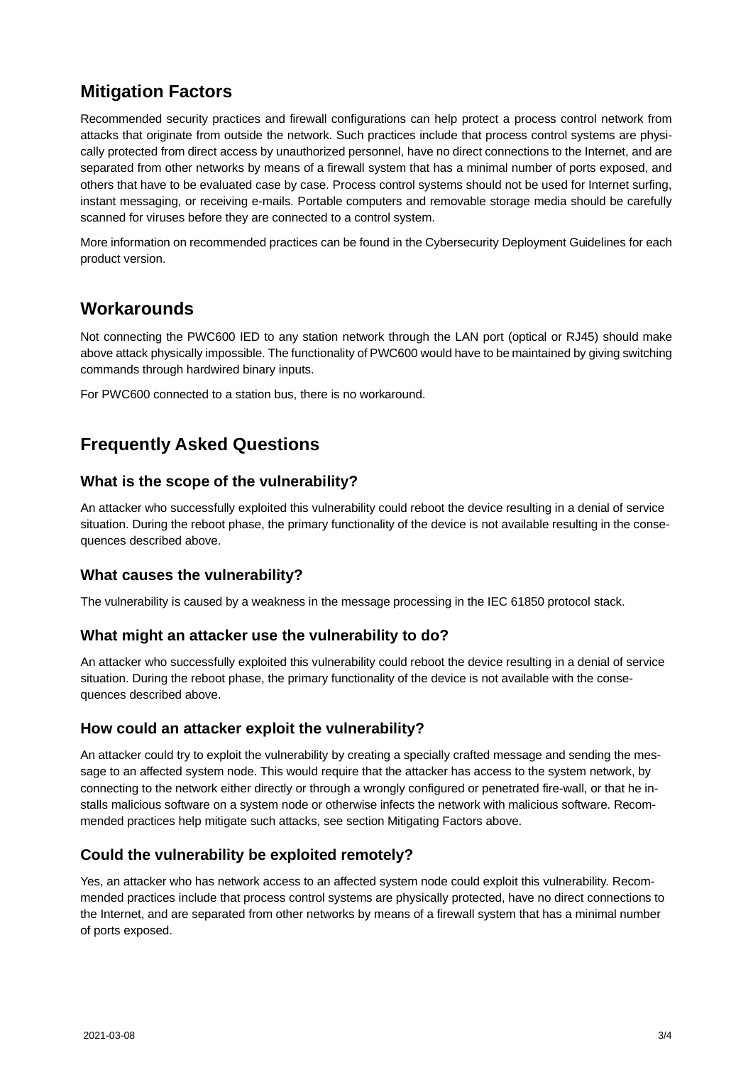## Mitigation Factors

Recommended security practices and firewall configurations can help protect a process control network from attacks that originate from outside the network. Such practices include that process control systems are physically protected from direct access by unauthorized personnel, have no direct connections to the Internet, and are separated from other networks by means of a firewall system that has a minimal number of ports exposed, and others that have to be evaluated case by case. Process control systems should not be used for Internet surfing, instant messaging, or receiving e-mails. Portable computers and removable storage media should be carefully scanned for viruses before they are connected to a control system.

More information on recommended practices can be found in the Cybersecurity Deployment Guidelines for each product version.

## Workarounds

Not connecting the PWC600 IED to any station network through the LAN port (optical or RJ45) should make above attack physically impossible. The functionality of PWC600 would have to be maintained by giving switching commands through hardwired binary inputs.

For PWC600 connected to a station bus, there is no workaround.

## Frequently Asked Questions

### What is the scope of the vulnerability?

An attacker who successfully exploited this vulnerability could reboot the device resulting in a denial of service situation. During the reboot phase, the primary functionality of the device is not available resulting in the consequences described above.

### What causes the vulnerability?

The vulnerability is caused by a weakness in the message processing in the IEC 61850 protocol stack.

### What might an attacker use the vulnerability to do?

An attacker who successfully exploited this vulnerability could reboot the device resulting in a denial of service situation. During the reboot phase, the primary functionality of the device is not available with the consequences described above.

### How could an attacker exploit the vulnerability?

An attacker could try to exploit the vulnerability by creating a specially crafted message and sending the message to an affected system node. This would require that the attacker has access to the system network, by connecting to the network either directly or through a wrongly configured or penetrated fire-wall, or that he installs malicious software on a system node or otherwise infects the network with malicious software. Recommended practices help mitigate such attacks, see section Mitigating Factors above.

### Could the vulnerability be exploited remotely?

Yes, an attacker who has network access to an affected system node could exploit this vulnerability. Recommended practices include that process control systems are physically protected, have no direct connections to the Internet, and are separated from other networks by means of a firewall system that has a minimal number of ports exposed.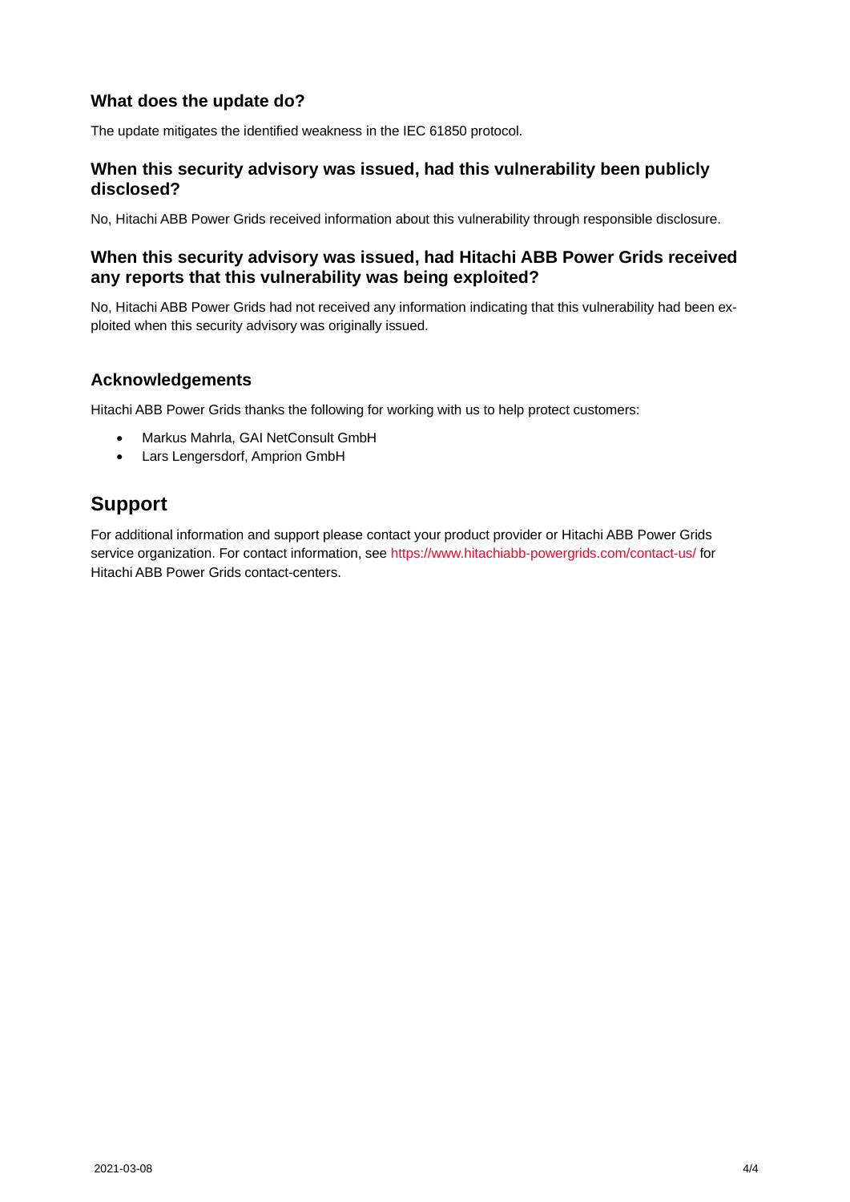### What does the update do?

The update mitigates the identified weakness in the IEC 61850 protocol.

### When this security advisory was issued, had this vulnerability been publicly disclosed?

No, Hitachi ABB Power Grids received information about this vulnerability through responsible disclosure.

### When this security advisory was issued, had Hitachi ABB Power Grids received any reports that this vulnerability was being exploited?

No, Hitachi ABB Power Grids had not received any information indicating that this vulnerability had been exploited when this security advisory was originally issued.

### Acknowledgements

Hitachi ABB Power Grids thanks the following for working with us to help protect customers:

- Markus Mahrla, GAI NetConsult GmbH
- Lars Lengersdorf, Amprion GmbH

## Support

For additional information and support please contact your product provider or Hitachi ABB Power Grids service organization. For contact information, see https://www.hitachiabb-powergrids.com/contact-us/ for Hitachi ABB Power Grids contact-centers.